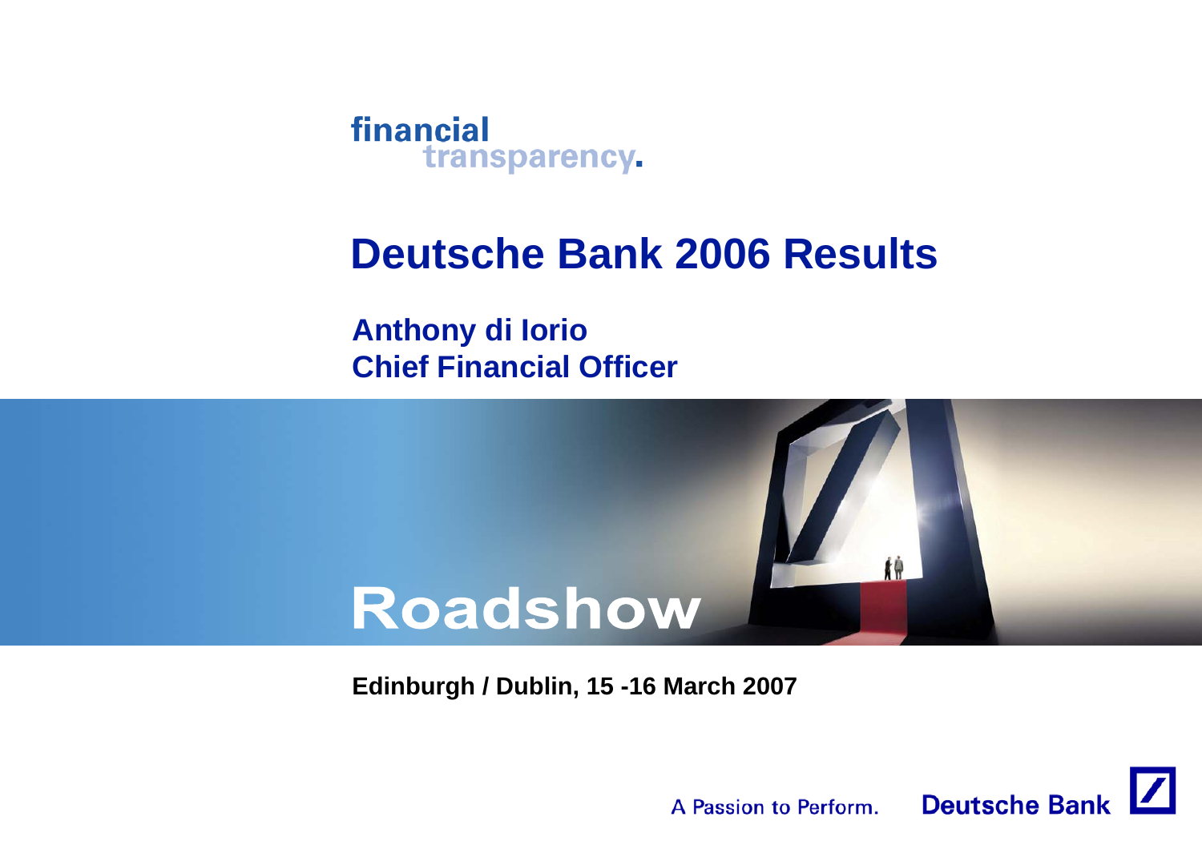financial transparency.

# Deutsche Bank 2006 Results

**Anthony di Iorio**
**Chief Financial Officer**

# Roadshow

**Edinburgh / Dublin, 15 -16 March 2007**

A Passion to Perform. Deutsche Bank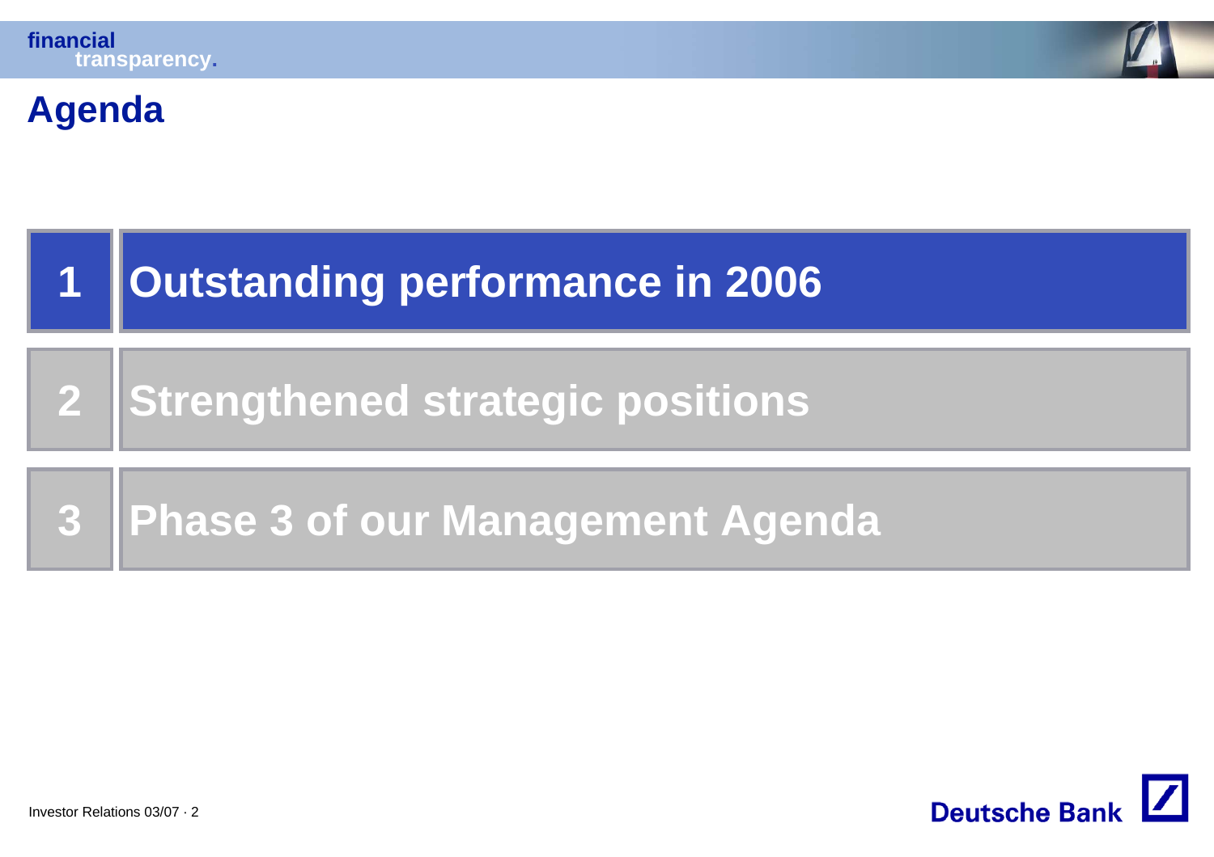# Agenda

1. **Outstanding performance in 2006**
2. **Strengthened strategic positions**
3. **Phase 3 of our Management Agenda**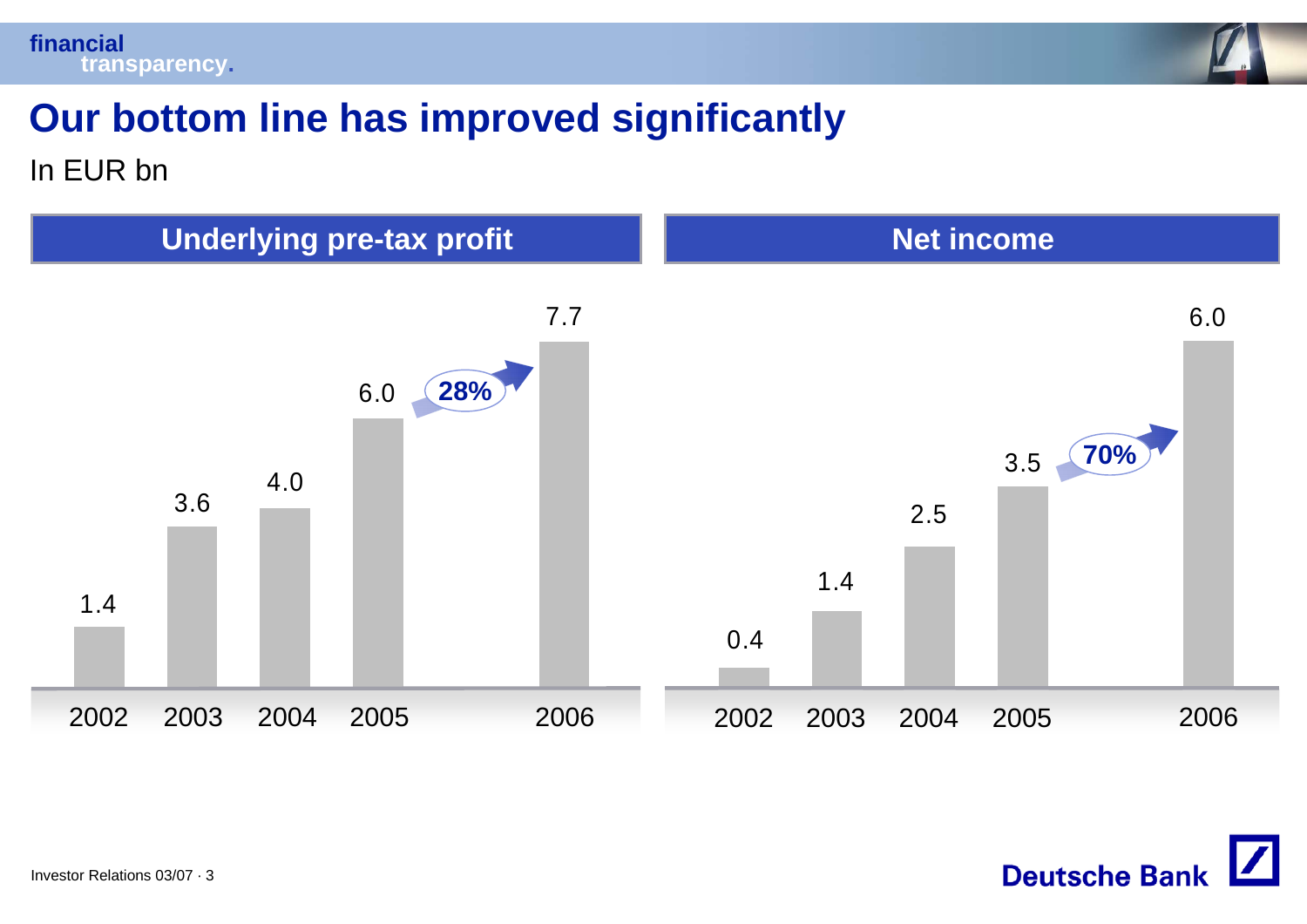# Our bottom line has improved significantly

In EUR bn

## Underlying pre-tax profit

| 2002 | 2003 | 2004 | 2005 | 2006 |
|---|---|---|---|---|
| 1.4 | 3.6 | 4.0 | 6.0 | 7.7 |

28%

## Net income

| 2002 | 2003 | 2004 | 2005 | 2006 |
|---|---|---|---|---|
| 0.4 | 1.4 | 2.5 | 3.5 | 6.0 |

70%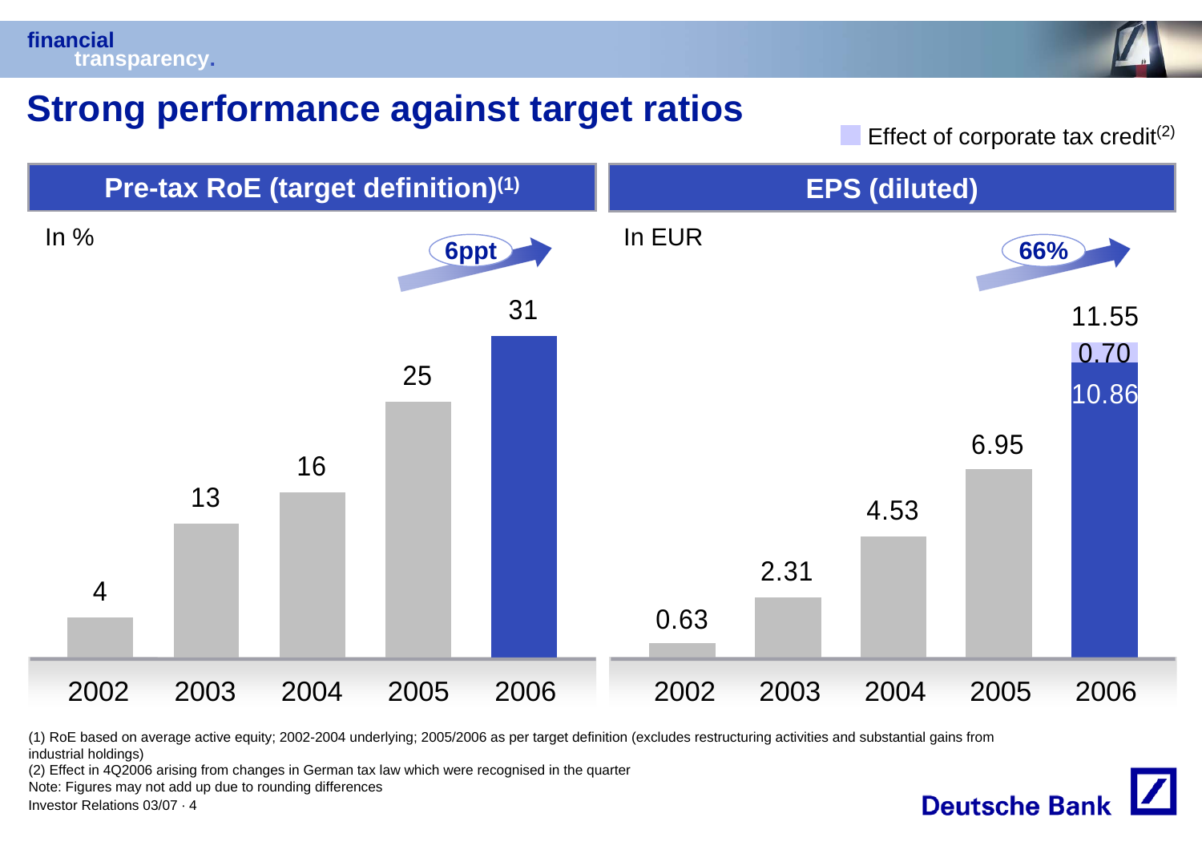# Strong performance against target ratios

Effect of corporate tax credit[2]

## Pre-tax RoE (target definition)[1]

In %

| 2002 | 2003 | 2004 | 2005 | 2006 |
|---|---|---|---|---|
| 4 | 13 | 16 | 25 | 31 |

6ppt

## EPS (diluted)

In EUR

| 2002 | 2003 | 2004 | 2005 | 2006 |
|---|---|---|---|---|
| 0.63 | 2.31 | 4.53 | 6.95 | 11.55 (10.86 + 0.70) |

66%

(1) RoE based on average active equity; 2002-2004 underlying; 2005/2006 as per target definition (excludes restructuring activities and substantial gains from industrial holdings)

(2) Effect in 4Q2006 arising from changes in German tax law which were recognised in the quarter

Note: Figures may not add up due to rounding differences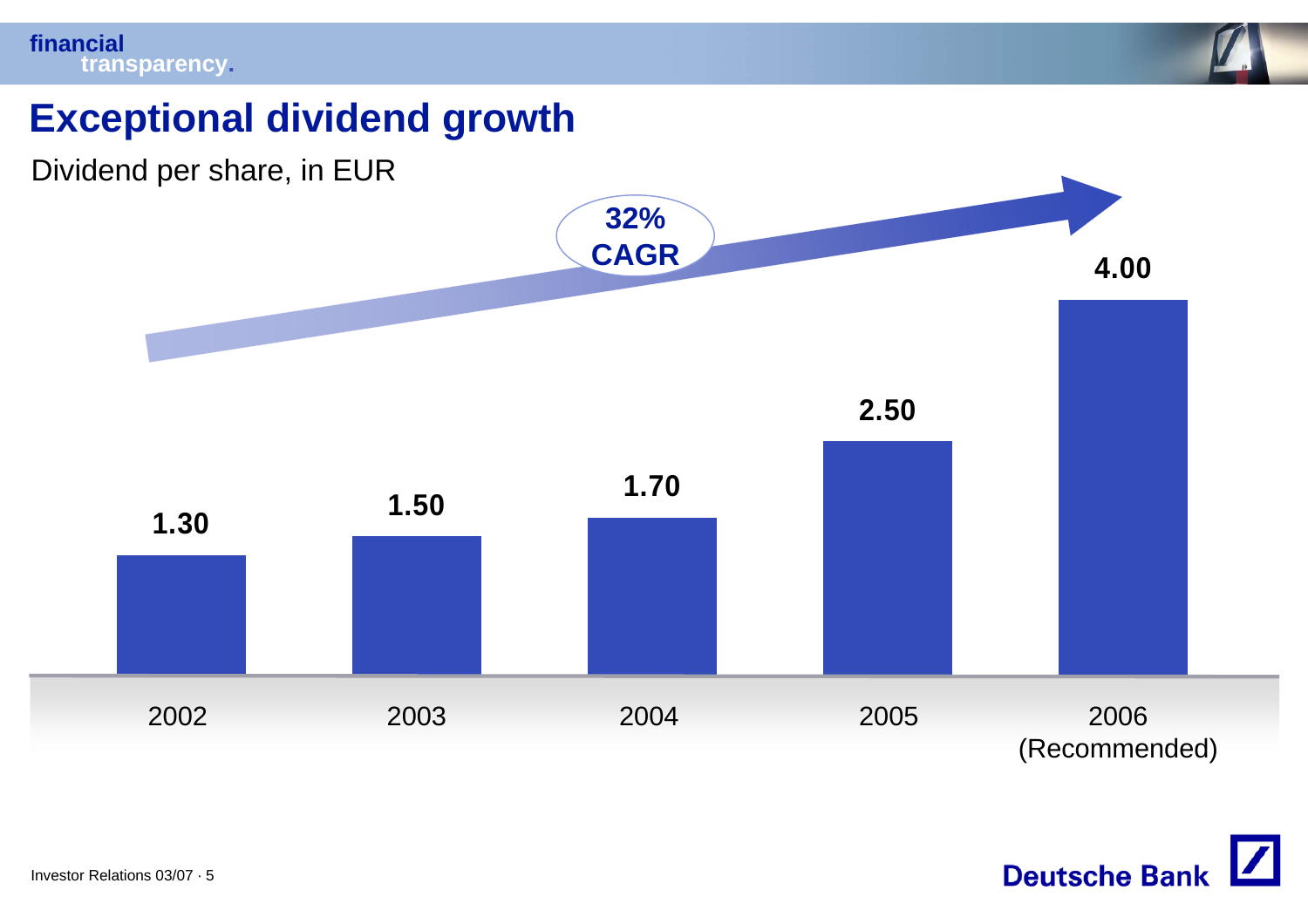# Exceptional dividend growth

Dividend per share, in EUR

32% CAGR

| Year | Dividend per share (EUR) |
|---|---|
| 2002 | 1.30 |
| 2003 | 1.50 |
| 2004 | 1.70 |
| 2005 | 2.50 |
| 2006 (Recommended) | 4.00 |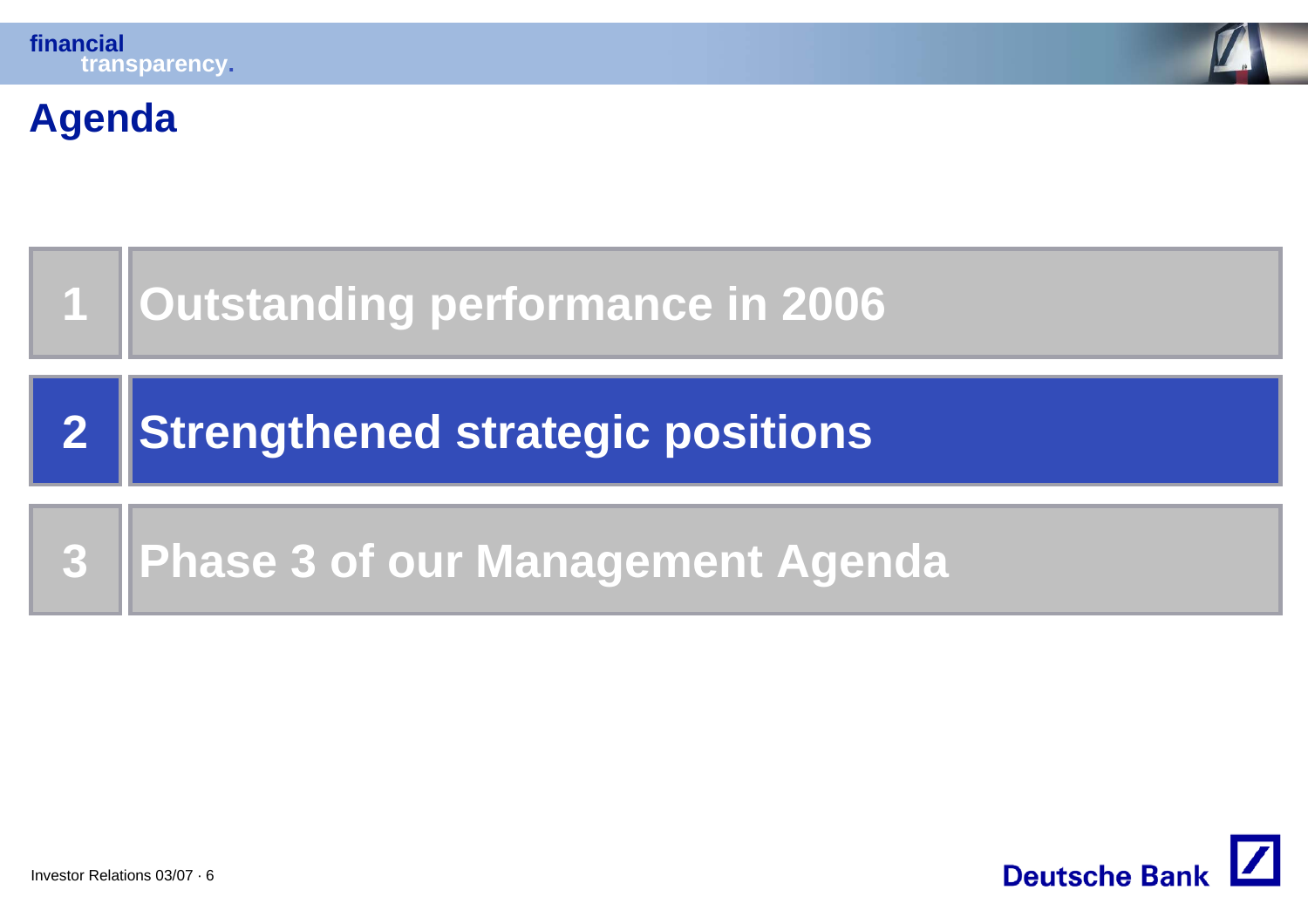# Agenda

1. Outstanding performance in 2006
2. **Strengthened strategic positions**
3. Phase 3 of our Management Agenda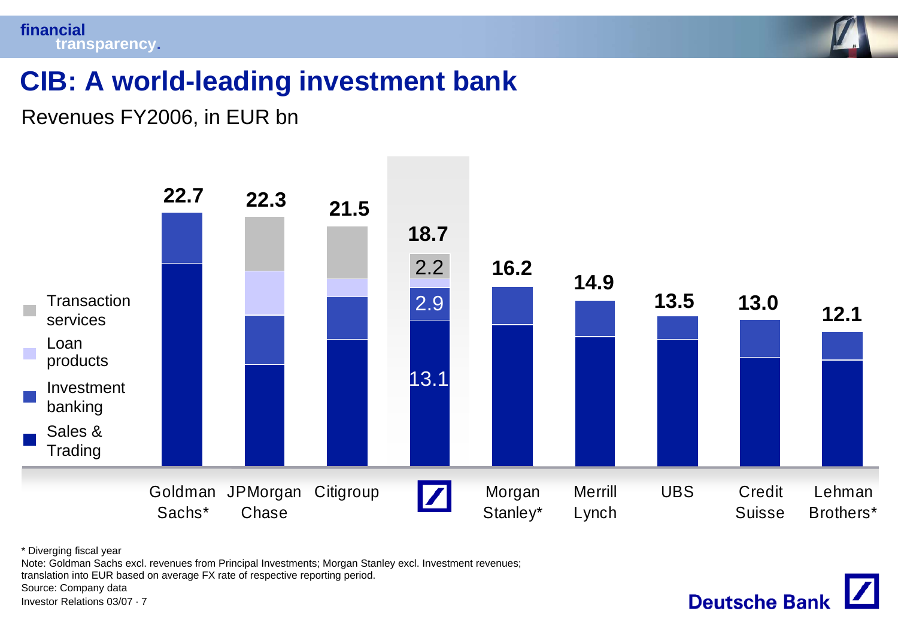# CIB: A world-leading investment bank

Revenues FY2006, in EUR bn

| | Goldman Sachs* | JPMorgan Chase | Citigroup | Deutsche Bank | Morgan Stanley* | Merrill Lynch | UBS | Credit Suisse | Lehman Brothers* |
|---|---|---|---|---|---|---|---|---|---|
| Total | 22.7 | 22.3 | 21.5 | 18.7 | 16.2 | 14.9 | 13.5 | 13.0 | 12.1 |
| Transaction services | | | | 2.2 | | | | | |
| Loan products | | | | | | | | | |
| Investment banking | | | | 2.9 | | | | | |
| Sales & Trading | | | | 13.1 | | | | | |

\* Diverging fiscal year

Note: Goldman Sachs excl. revenues from Principal Investments; Morgan Stanley excl. Investment revenues; translation into EUR based on average FX rate of respective reporting period.

Source: Company data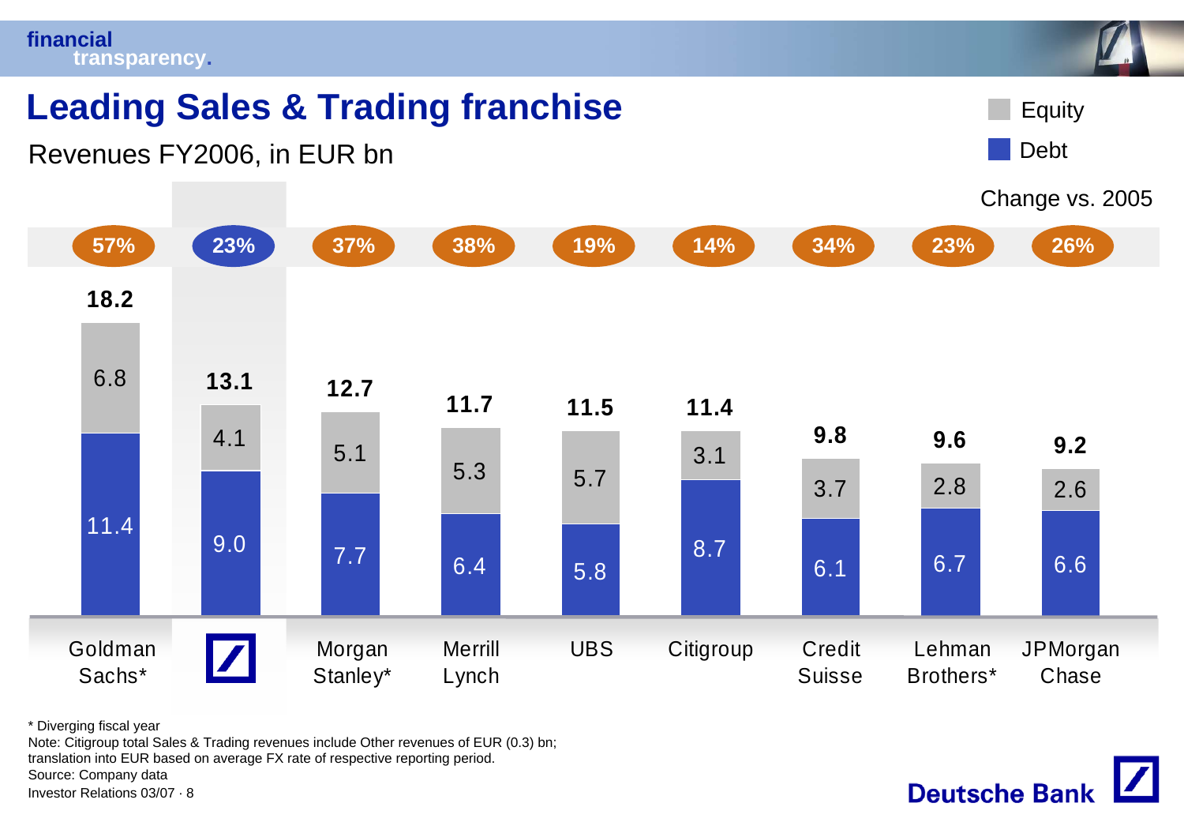# Leading Sales & Trading franchise

Revenues FY2006, in EUR bn

| | Total | Equity | Debt | Change vs. 2005 |
|---|---|---|---|---|
| Goldman Sachs* | 18.2 | 6.8 | 11.4 | 57% |
| Deutsche Bank | 13.1 | 4.1 | 9.0 | 23% |
| Morgan Stanley* | 12.7 | 5.1 | 7.7 | 37% |
| Merrill Lynch | 11.7 | 5.3 | 6.4 | 38% |
| UBS | 11.5 | 5.7 | 5.8 | 19% |
| Citigroup | 11.4 | 3.1 | 8.7 | 14% |
| Credit Suisse | 9.8 | 3.7 | 6.1 | 34% |
| Lehman Brothers* | 9.6 | 2.8 | 6.7 | 23% |
| JPMorgan Chase | 9.2 | 2.6 | 6.6 | 26% |

* Diverging fiscal year

Note: Citigroup total Sales & Trading revenues include Other revenues of EUR (0.3) bn; translation into EUR based on average FX rate of respective reporting period.

Source: Company data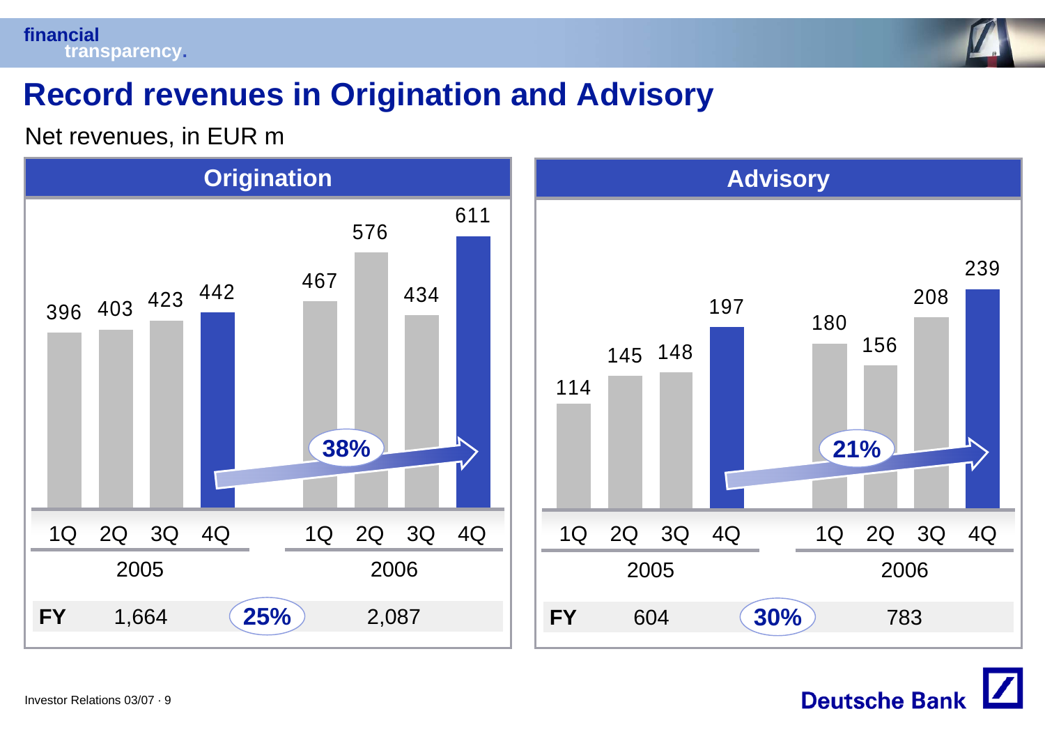# Record revenues in Origination and Advisory

Net revenues, in EUR m

## Origination

| | 1Q | 2Q | 3Q | 4Q |
|---|---|---|---|---|
| 2005 | 396 | 403 | 423 | 442 |
| 2006 | 467 | 576 | 434 | 611 |

4Q 2005 to 4Q 2006: 38%

| FY | 2005 | | 2006 |
|---|---|---|---|
| FY | 1,664 | 25% | 2,087 |

## Advisory

| | 1Q | 2Q | 3Q | 4Q |
|---|---|---|---|---|
| 2005 | 114 | 145 | 148 | 197 |
| 2006 | 180 | 156 | 208 | 239 |

4Q 2005 to 4Q 2006: 21%

| FY | 2005 | | 2006 |
|---|---|---|---|
| FY | 604 | 30% | 783 |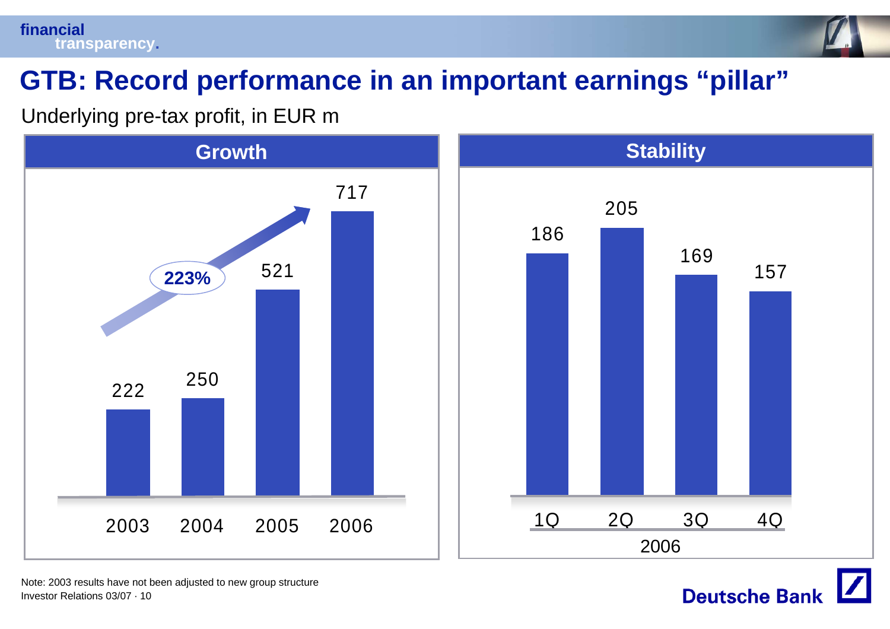# GTB: Record performance in an important earnings "pillar"

Underlying pre-tax profit, in EUR m

## Growth

| 2003 | 2004 | 2005 | 2006 |
|---|---|---|---|
| 222 | 250 | 521 | 717 |

223%

## Stability

| 1Q | 2Q | 3Q | 4Q |
|---|---|---|---|
| 186 | 205 | 169 | 157 |

2006

Note: 2003 results have not been adjusted to new group structure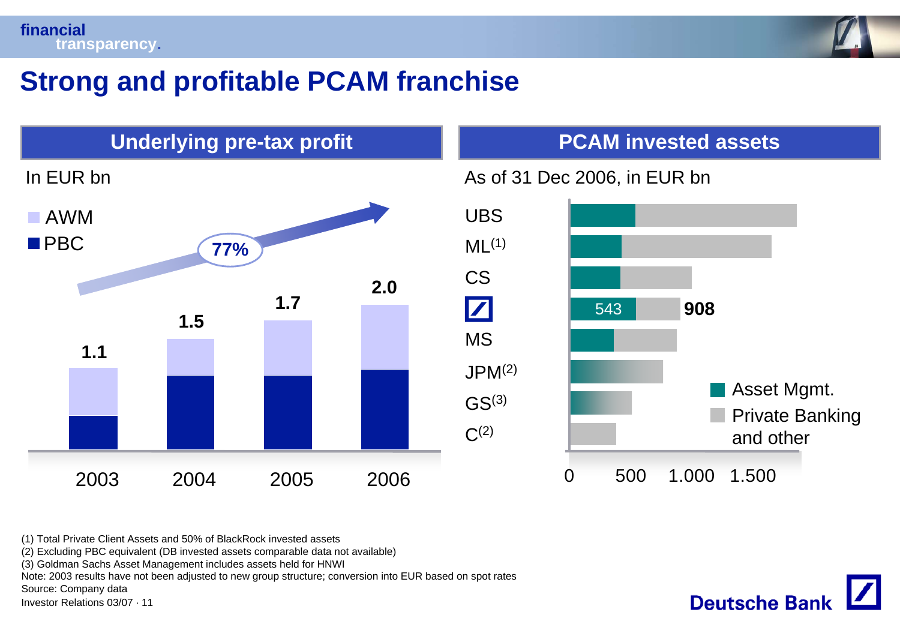# Strong and profitable PCAM franchise

## Underlying pre-tax profit

In EUR bn

- AWM
- PBC

77%

| | 2003 | 2004 | 2005 | 2006 |
|---|---|---|---|---|
| Total | 1.1 | 1.5 | 1.7 | 2.0 |

## PCAM invested assets

As of 31 Dec 2006, in EUR bn

UBS

ML[1]

CS

Deutsche Bank: 543 | 908

MS

JPM[2]

GS[3]

C[2]

- Asset Mgmt.
- Private Banking and other

0 | 500 | 1.000 | 1.500

(1) Total Private Client Assets and 50% of BlackRock invested assets
(2) Excluding PBC equivalent (DB invested assets comparable data not available)
(3) Goldman Sachs Asset Management includes assets held for HNWI
Note: 2003 results have not been adjusted to new group structure; conversion into EUR based on spot rates
Source: Company data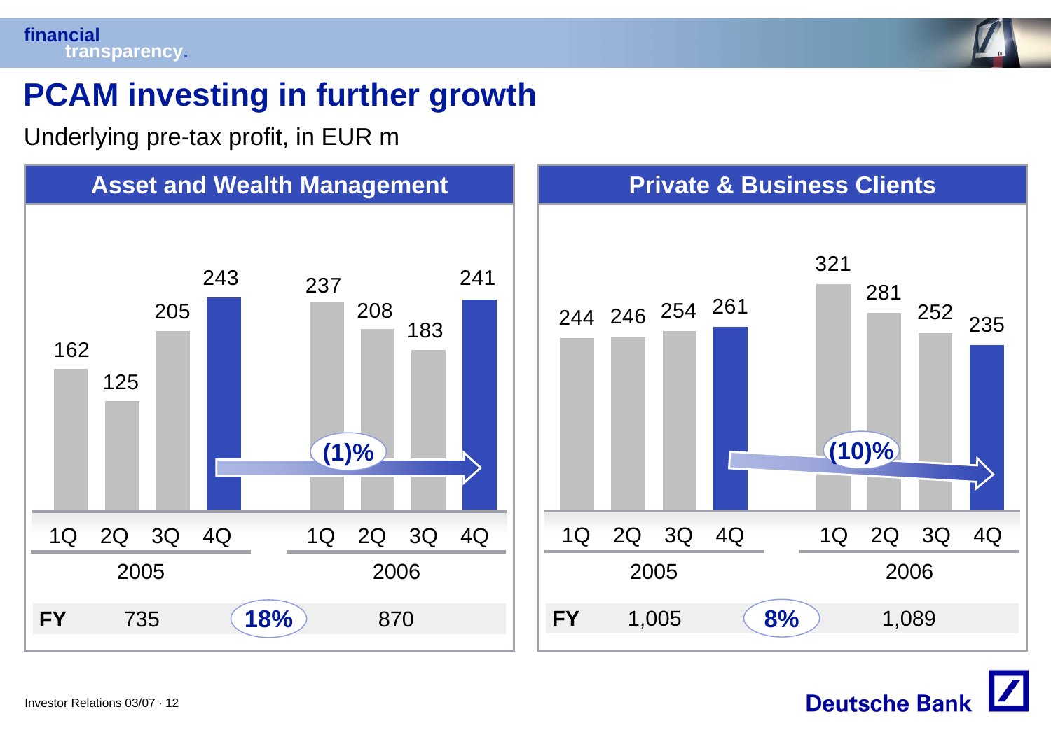# PCAM investing in further growth

Underlying pre-tax profit, in EUR m

## Asset and Wealth Management

| | 1Q 2005 | 2Q 2005 | 3Q 2005 | 4Q 2005 | 1Q 2006 | 2Q 2006 | 3Q 2006 | 4Q 2006 |
|---|---|---|---|---|---|---|---|---|
| Underlying pre-tax profit | 162 | 125 | 205 | 243 | 237 | 208 | 183 | 241 |

4Q 2005 to 4Q 2006: (1)%

| | 2005 | | 2006 |
|---|---|---|---|
| FY | 735 | 18% | 870 |

## Private & Business Clients

| | 1Q 2005 | 2Q 2005 | 3Q 2005 | 4Q 2005 | 1Q 2006 | 2Q 2006 | 3Q 2006 | 4Q 2006 |
|---|---|---|---|---|---|---|---|---|
| Underlying pre-tax profit | 244 | 246 | 254 | 261 | 321 | 281 | 252 | 235 |

4Q 2005 to 4Q 2006: (10)%

| | 2005 | | 2006 |
|---|---|---|---|
| FY | 1,005 | 8% | 1,089 |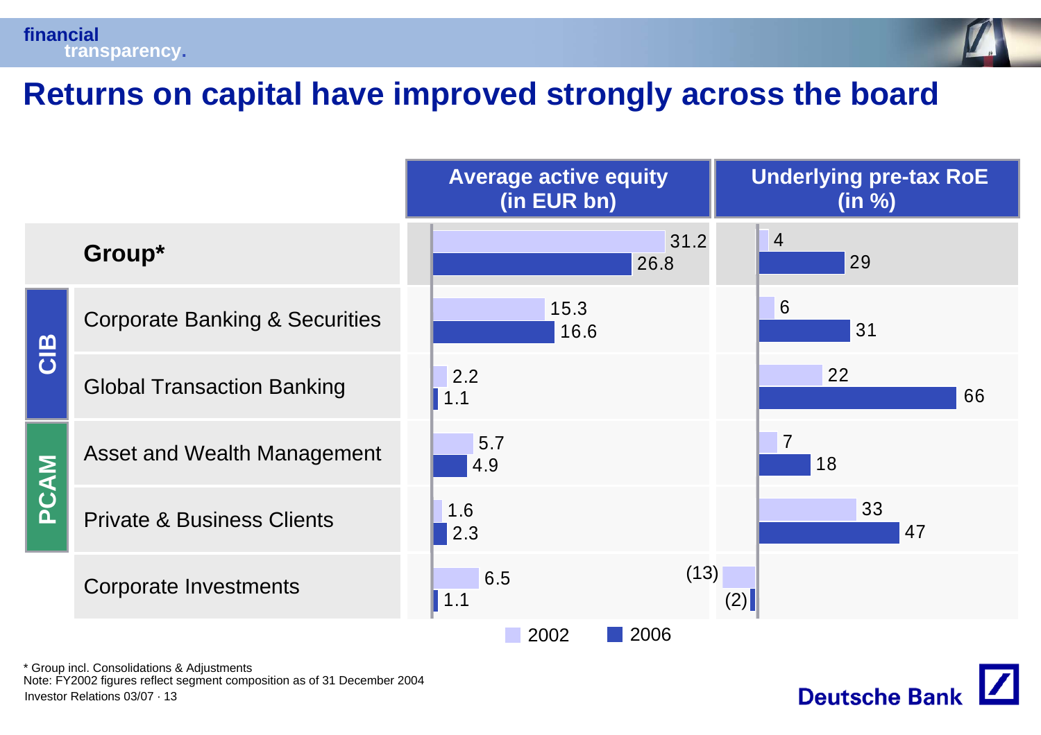# Returns on capital have improved strongly across the board

| | | Average active equity (in EUR bn) 2002 | Average active equity (in EUR bn) 2006 | Underlying pre-tax RoE (in %) 2002 | Underlying pre-tax RoE (in %) 2006 |
|---|---|---|---|---|---|
| **Group*** | | 31.2 | 26.8 | 4 | 29 |
| CIB | Corporate Banking & Securities | 15.3 | 16.6 | 6 | 31 |
| CIB | Global Transaction Banking | 2.2 | 1.1 | 22 | 66 |
| PCAM | Asset and Wealth Management | 5.7 | 4.9 | 7 | 18 |
| PCAM | Private & Business Clients | 1.6 | 2.3 | 33 | 47 |
| | Corporate Investments | 6.5 | 1.1 | (13) | (2) |

\* Group incl. Consolidations & Adjustments

Note: FY2002 figures reflect segment composition as of 31 December 2004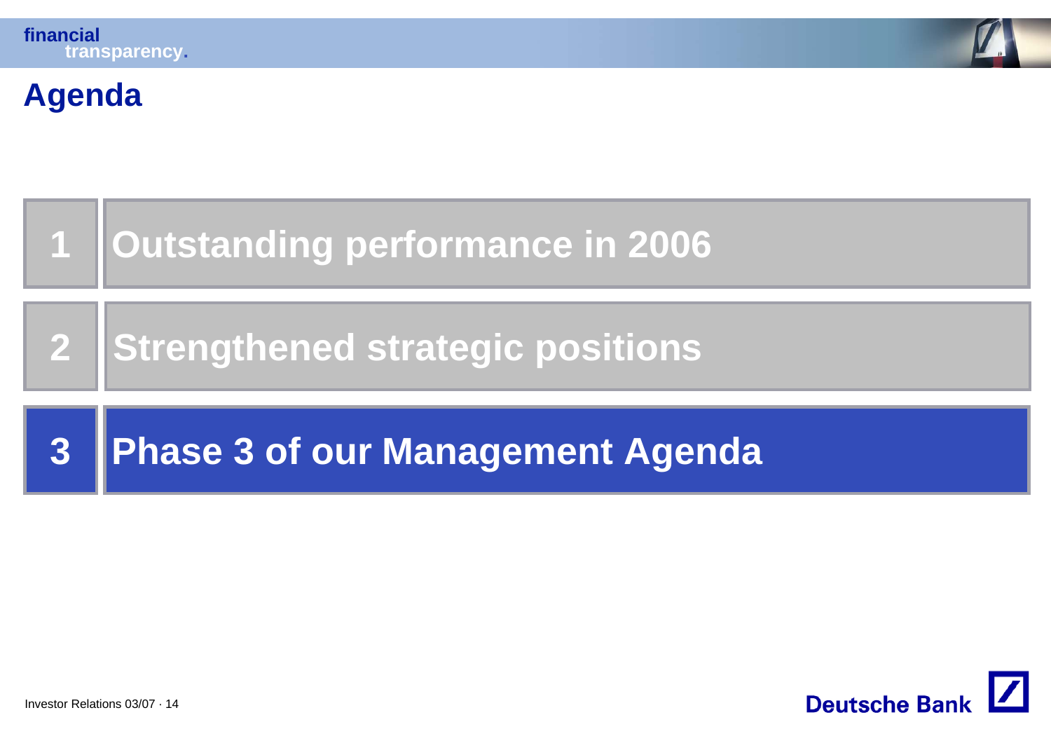# Agenda

1. Outstanding performance in 2006
2. Strengthened strategic positions
3. **Phase 3 of our Management Agenda**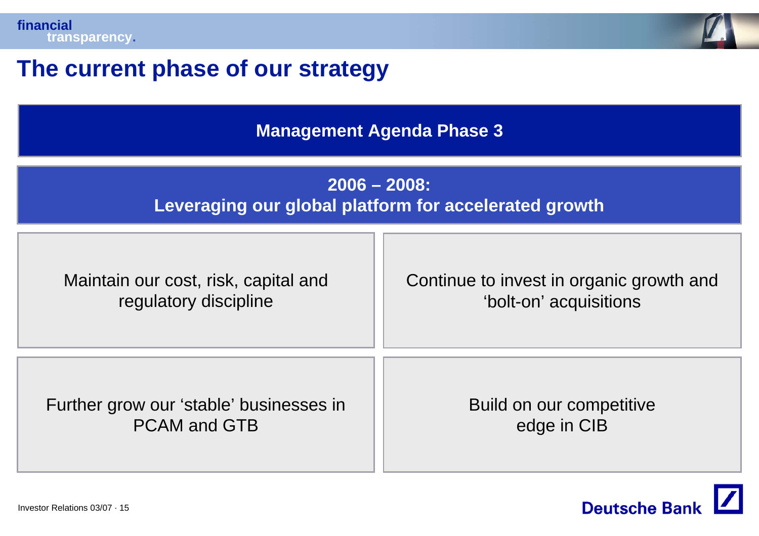# The current phase of our strategy

## Management Agenda Phase 3

### 2006 – 2008:
### Leveraging our global platform for accelerated growth

| | |
|---|---|
| Maintain our cost, risk, capital and regulatory discipline | Continue to invest in organic growth and 'bolt-on' acquisitions |
| Further grow our 'stable' businesses in PCAM and GTB | Build on our competitive edge in CIB |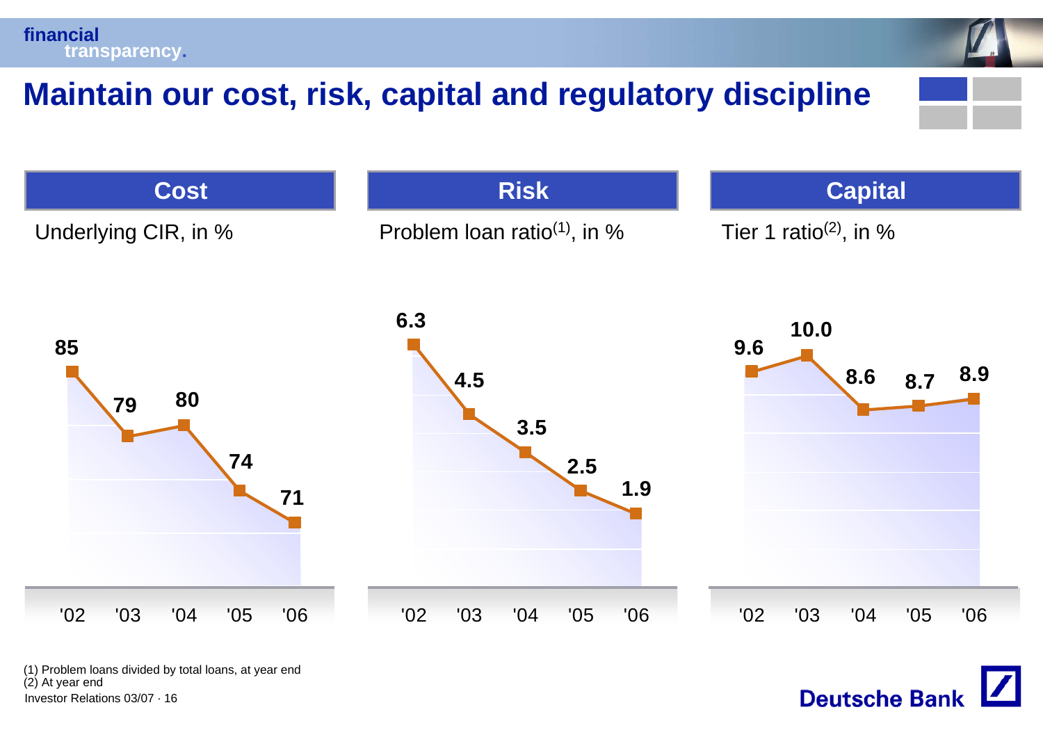financial transparency.

# Maintain our cost, risk, capital and regulatory discipline

## Cost

Underlying CIR, in %

| '02 | '03 | '04 | '05 | '06 |
|---|---|---|---|---|
| 85 | 79 | 80 | 74 | 71 |

## Risk

Problem loan ratio[1], in %

| '02 | '03 | '04 | '05 | '06 |
|---|---|---|---|---|
| 6.3 | 4.5 | 3.5 | 2.5 | 1.9 |

## Capital

Tier 1 ratio[2], in %

| '02 | '03 | '04 | '05 | '06 |
|---|---|---|---|---|
| 9.6 | 10.0 | 8.6 | 8.7 | 8.9 |

(1) Problem loans divided by total loans, at year end
(2) At year end

Investor Relations 03/07 · 16

Deutsche Bank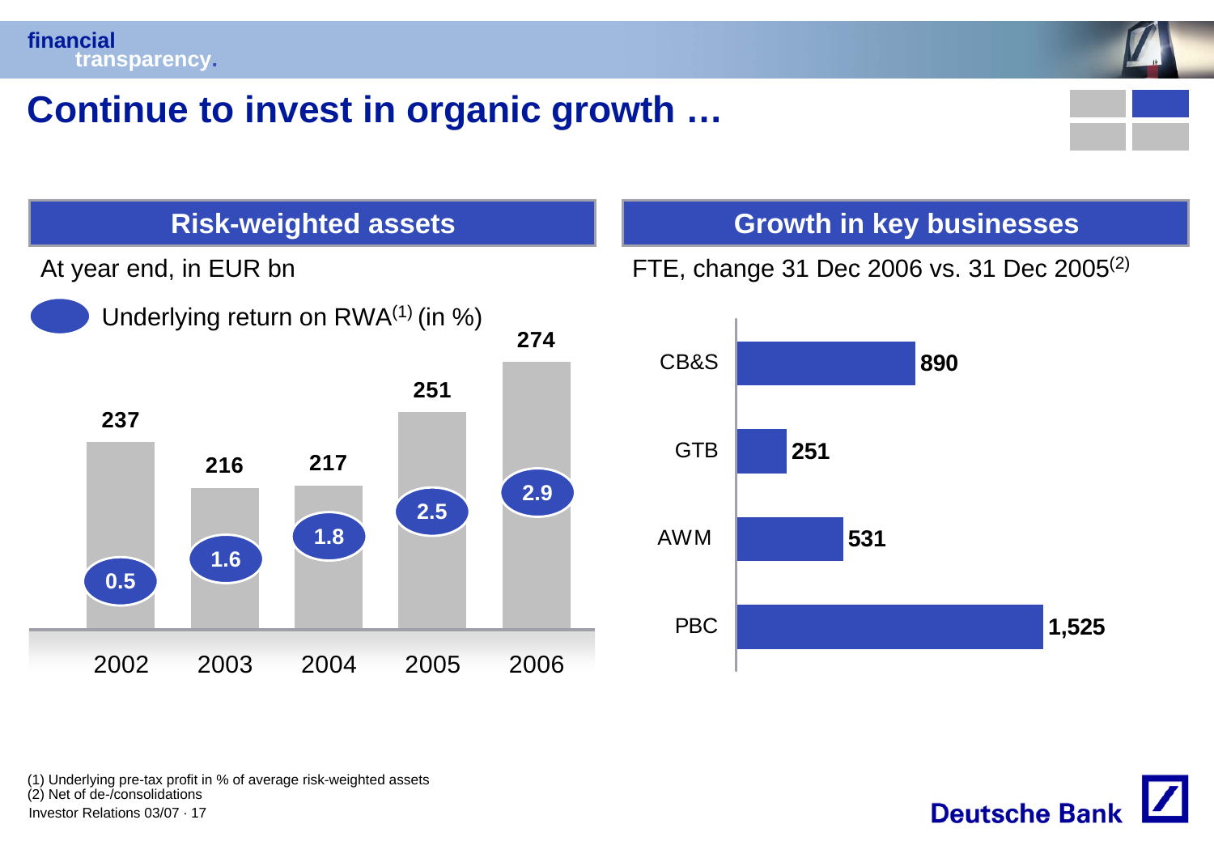# Continue to invest in organic growth …

## Risk-weighted assets

At year end, in EUR bn

Underlying return on RWA[1] (in %)

| Year | RWA (EUR bn) | Underlying return on RWA (%) |
|---|---|---|
| 2002 | 237 | 0.5 |
| 2003 | 216 | 1.6 |
| 2004 | 217 | 1.8 |
| 2005 | 251 | 2.5 |
| 2006 | 274 | 2.9 |

## Growth in key businesses

FTE, change 31 Dec 2006 vs. 31 Dec 2005[2]

| Business | FTE change |
|---|---|
| CB&S | 890 |
| GTB | 251 |
| AWM | 531 |
| PBC | 1,525 |

(1) Underlying pre-tax profit in % of average risk-weighted assets
(2) Net of de-/consolidations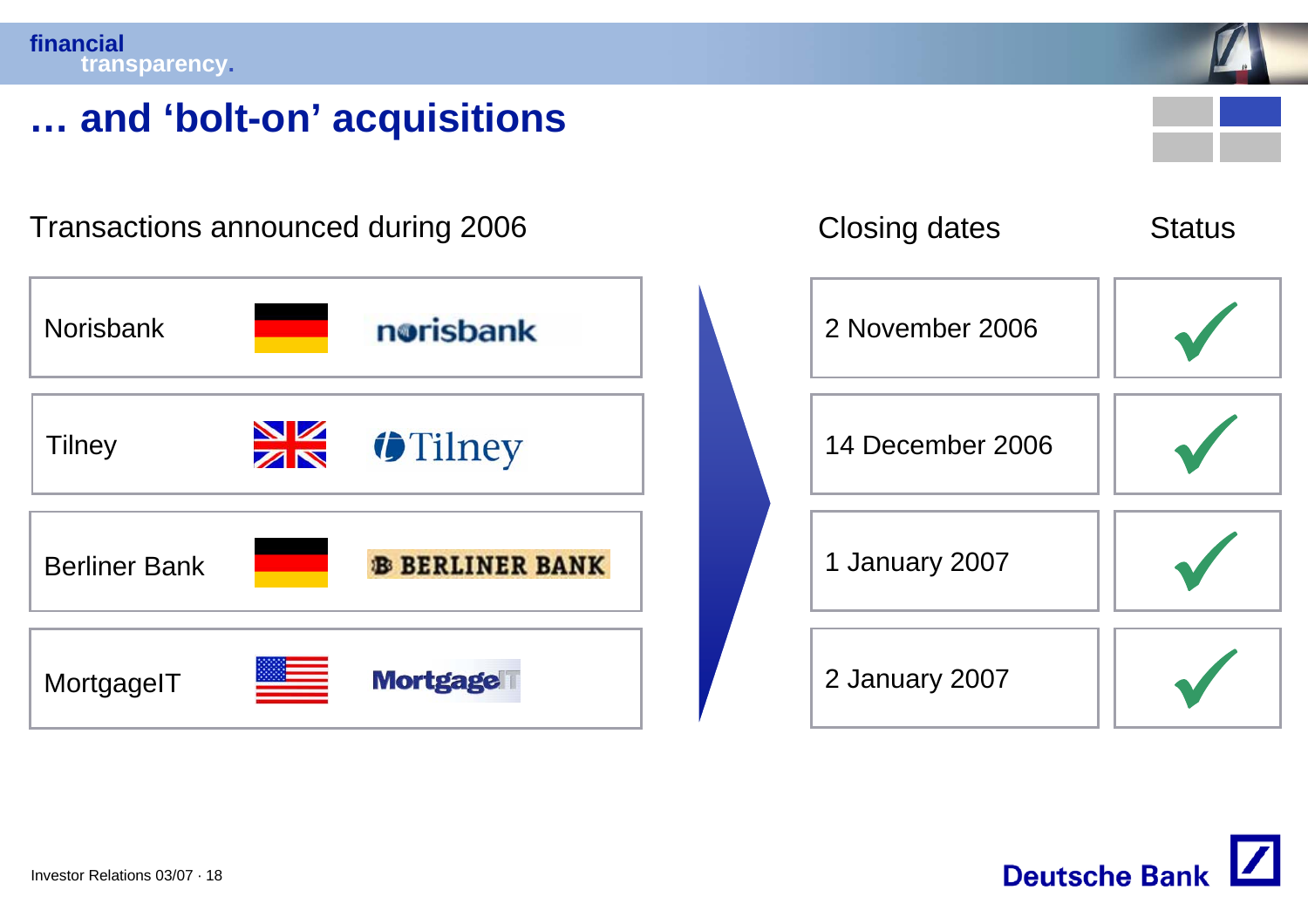# … and 'bolt-on' acquisitions

| Transactions announced during 2006 | Closing dates | Status |
|---|---|---|
| Norisbank | 2 November 2006 | ✓ |
| Tilney | 14 December 2006 | ✓ |
| Berliner Bank | 1 January 2007 | ✓ |
| MortgageIT | 2 January 2007 | ✓ |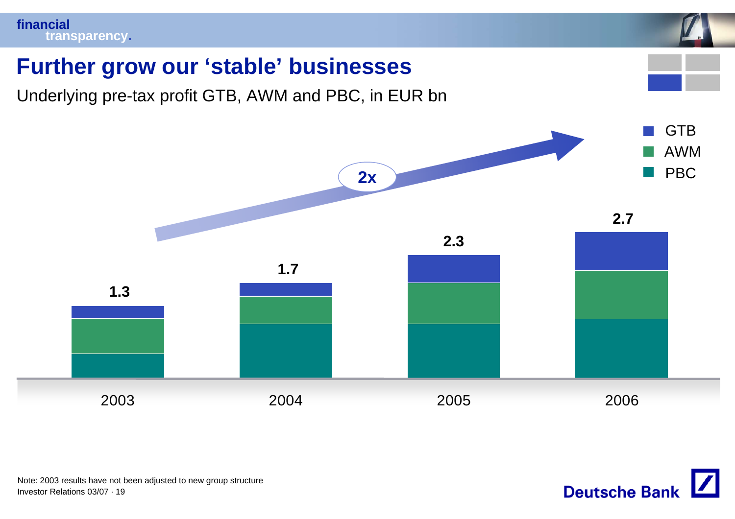# Further grow our 'stable' businesses

Underlying pre-tax profit GTB, AWM and PBC, in EUR bn

| | 2003 | 2004 | 2005 | 2006 |
|---|---|---|---|---|
| Total (GTB, AWM, PBC) | 1.3 | 1.7 | 2.3 | 2.7 |

2x

Note: 2003 results have not been adjusted to new group structure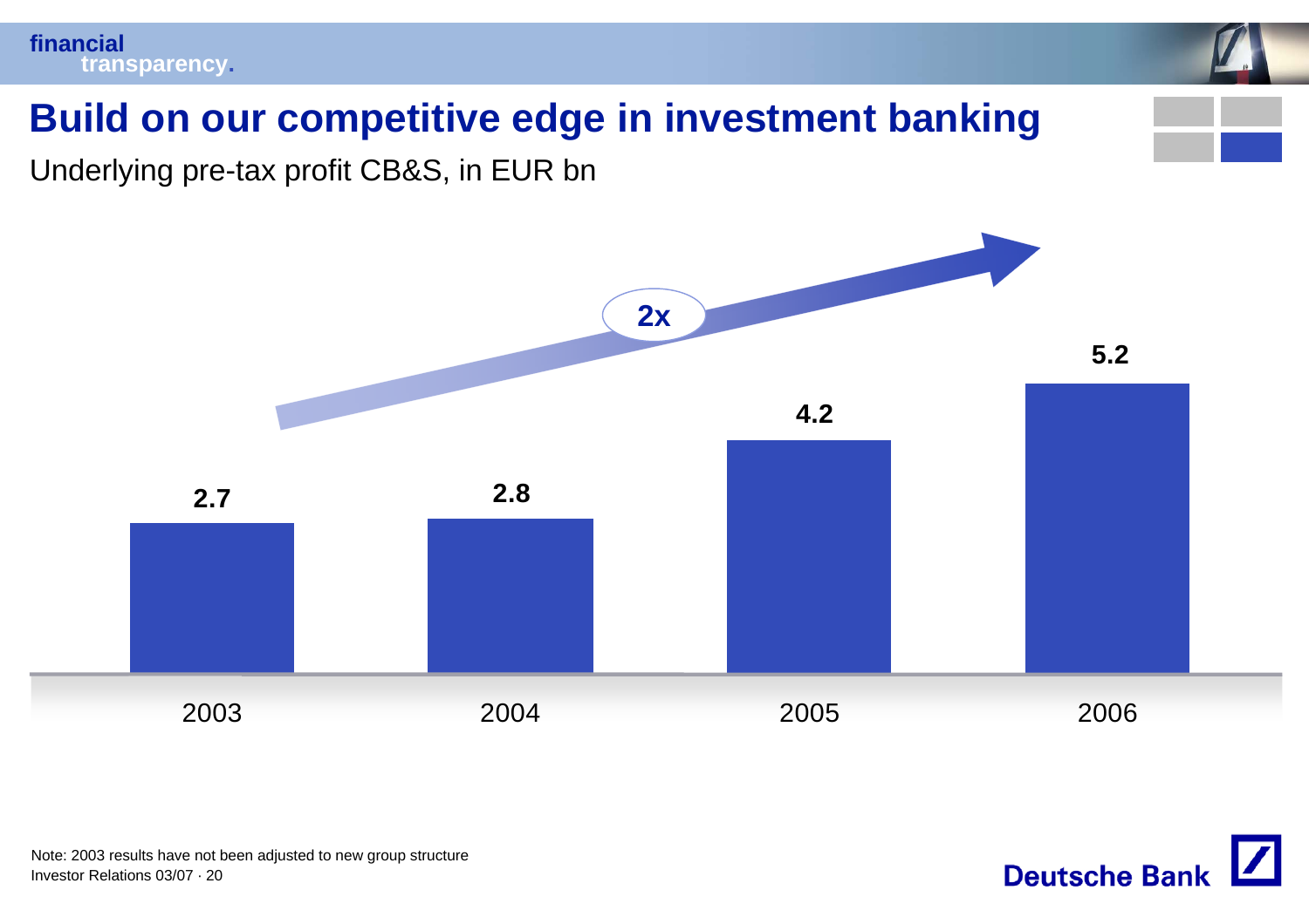# Build on our competitive edge in investment banking

Underlying pre-tax profit CB&S, in EUR bn

| Year | Underlying pre-tax profit CB&S (EUR bn) |
|---|---|
| 2003 | 2.7 |
| 2004 | 2.8 |
| 2005 | 4.2 |
| 2006 | 5.2 |

2x

Note: 2003 results have not been adjusted to new group structure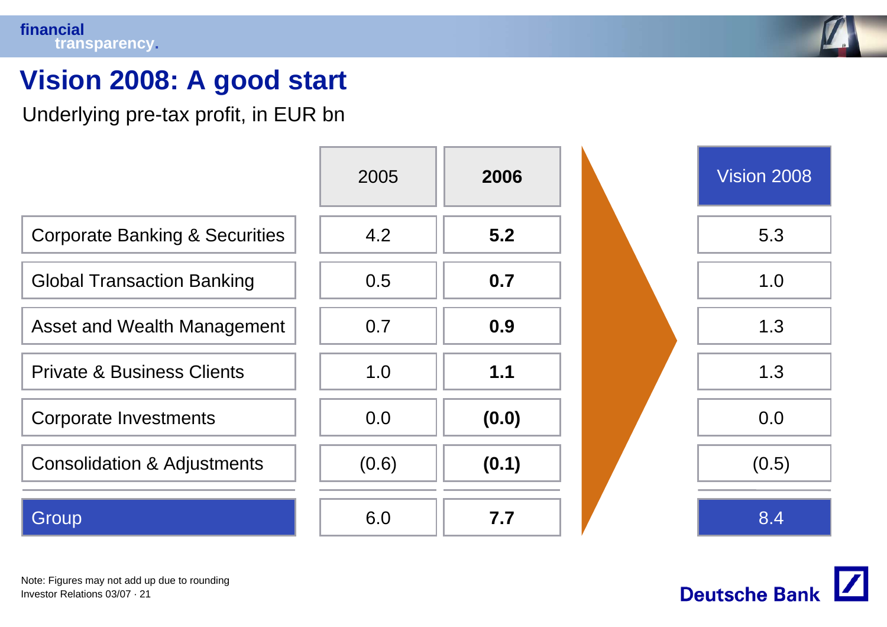# Vision 2008: A good start

Underlying pre-tax profit, in EUR bn

| | 2005 | **2006** | Vision 2008 |
|---|---|---|---|
| Corporate Banking & Securities | 4.2 | **5.2** | 5.3 |
| Global Transaction Banking | 0.5 | **0.7** | 1.0 |
| Asset and Wealth Management | 0.7 | **0.9** | 1.3 |
| Private & Business Clients | 1.0 | **1.1** | 1.3 |
| Corporate Investments | 0.0 | **(0.0)** | 0.0 |
| Consolidation & Adjustments | (0.6) | **(0.1)** | (0.5) |
| Group | 6.0 | **7.7** | 8.4 |

Note: Figures may not add up due to rounding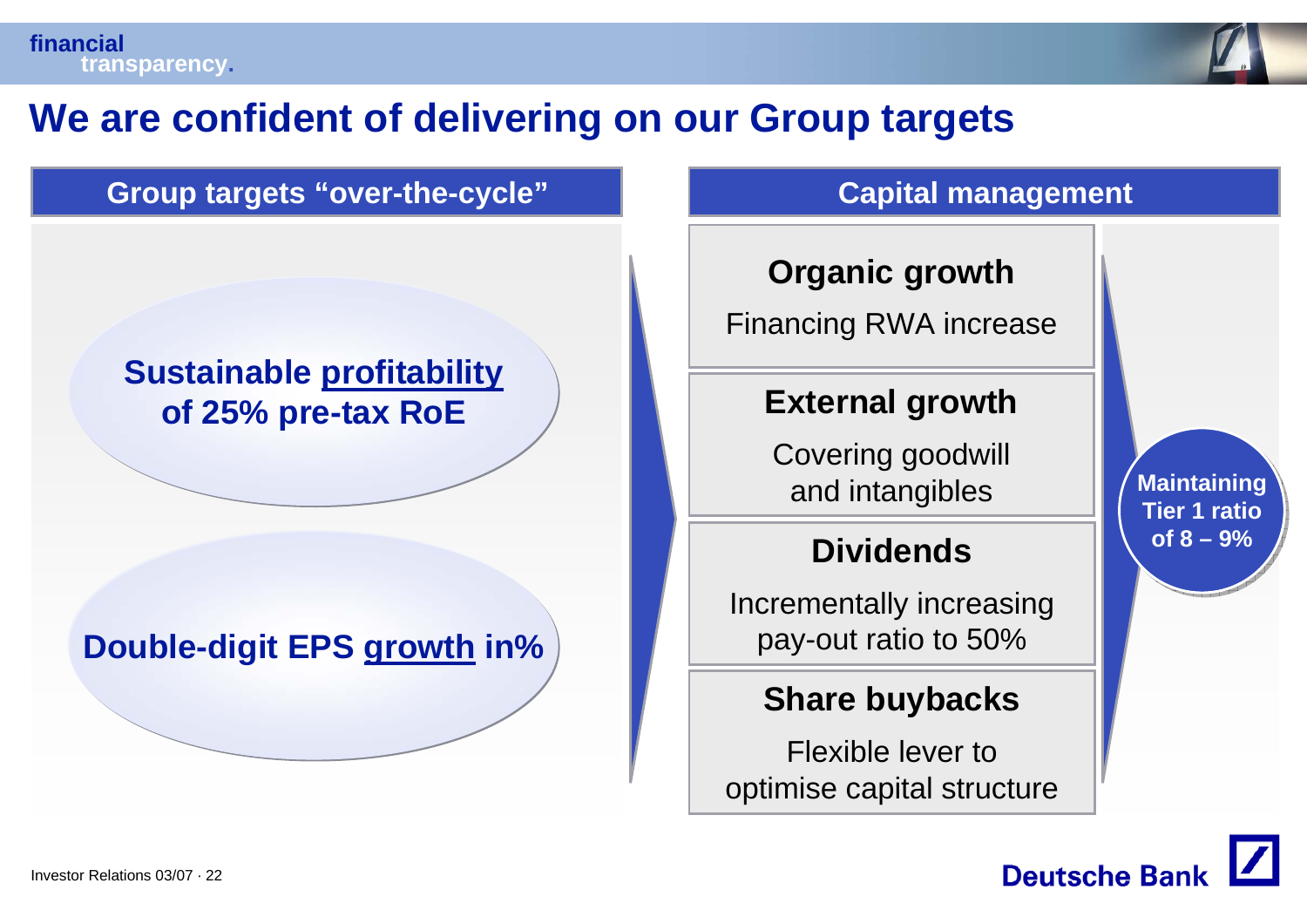# We are confident of delivering on our Group targets

## Group targets "over-the-cycle"

**Sustainable profitability of 25% pre-tax RoE**

**Double-digit EPS growth in%**

## Capital management

**Organic growth**

Financing RWA increase

**External growth**

Covering goodwill and intangibles

**Dividends**

Incrementally increasing pay-out ratio to 50%

**Share buybacks**

Flexible lever to optimise capital structure

**Maintaining Tier 1 ratio of 8 – 9%**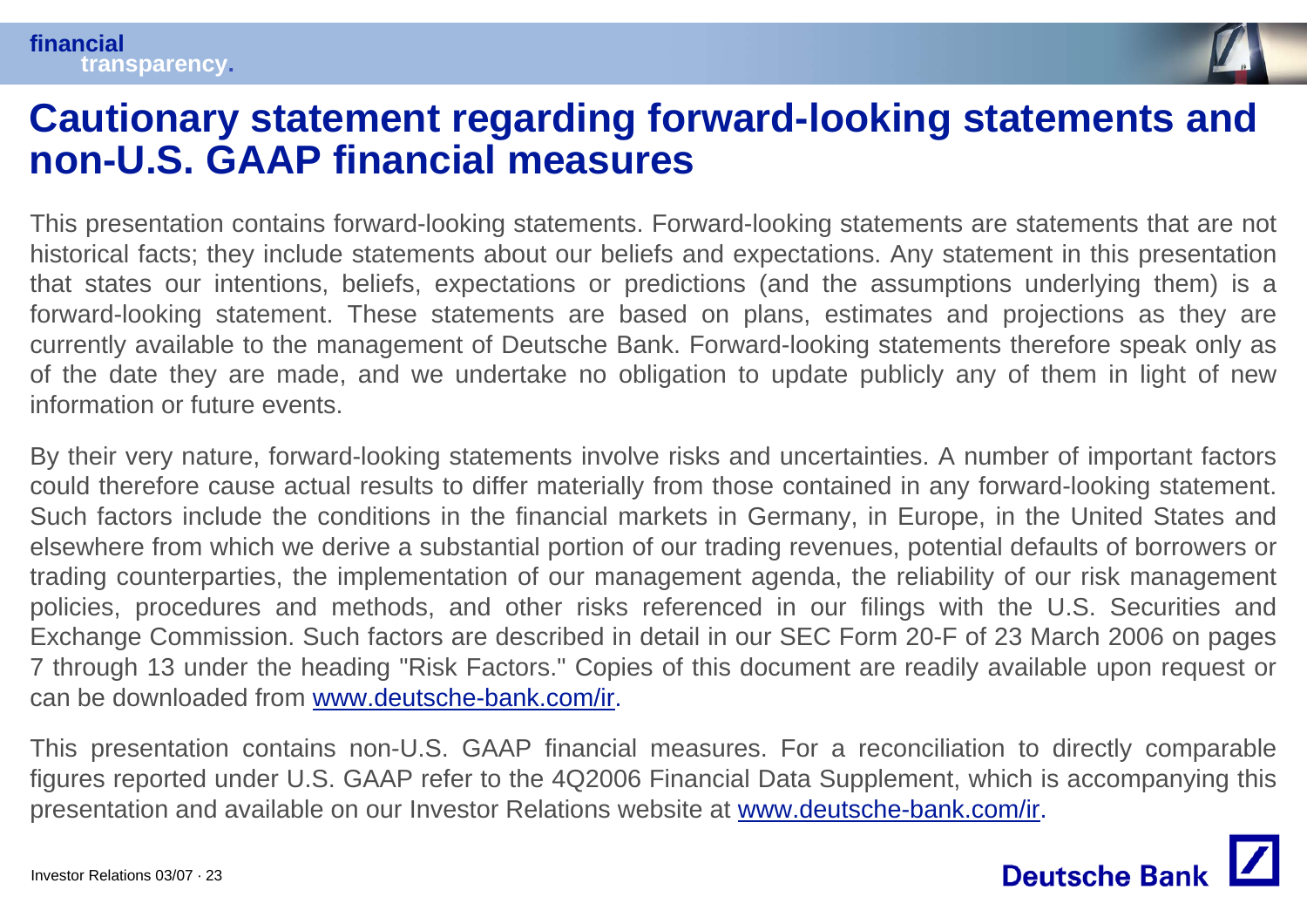# Cautionary statement regarding forward-looking statements and non-U.S. GAAP financial measures

This presentation contains forward-looking statements. Forward-looking statements are statements that are not historical facts; they include statements about our beliefs and expectations. Any statement in this presentation that states our intentions, beliefs, expectations or predictions (and the assumptions underlying them) is a forward-looking statement. These statements are based on plans, estimates and projections as they are currently available to the management of Deutsche Bank. Forward-looking statements therefore speak only as of the date they are made, and we undertake no obligation to update publicly any of them in light of new information or future events.

By their very nature, forward-looking statements involve risks and uncertainties. A number of important factors could therefore cause actual results to differ materially from those contained in any forward-looking statement. Such factors include the conditions in the financial markets in Germany, in Europe, in the United States and elsewhere from which we derive a substantial portion of our trading revenues, potential defaults of borrowers or trading counterparties, the implementation of our management agenda, the reliability of our risk management policies, procedures and methods, and other risks referenced in our filings with the U.S. Securities and Exchange Commission. Such factors are described in detail in our SEC Form 20-F of 23 March 2006 on pages 7 through 13 under the heading "Risk Factors." Copies of this document are readily available upon request or can be downloaded from www.deutsche-bank.com/ir.

This presentation contains non-U.S. GAAP financial measures. For a reconciliation to directly comparable figures reported under U.S. GAAP refer to the 4Q2006 Financial Data Supplement, which is accompanying this presentation and available on our Investor Relations website at www.deutsche-bank.com/ir.